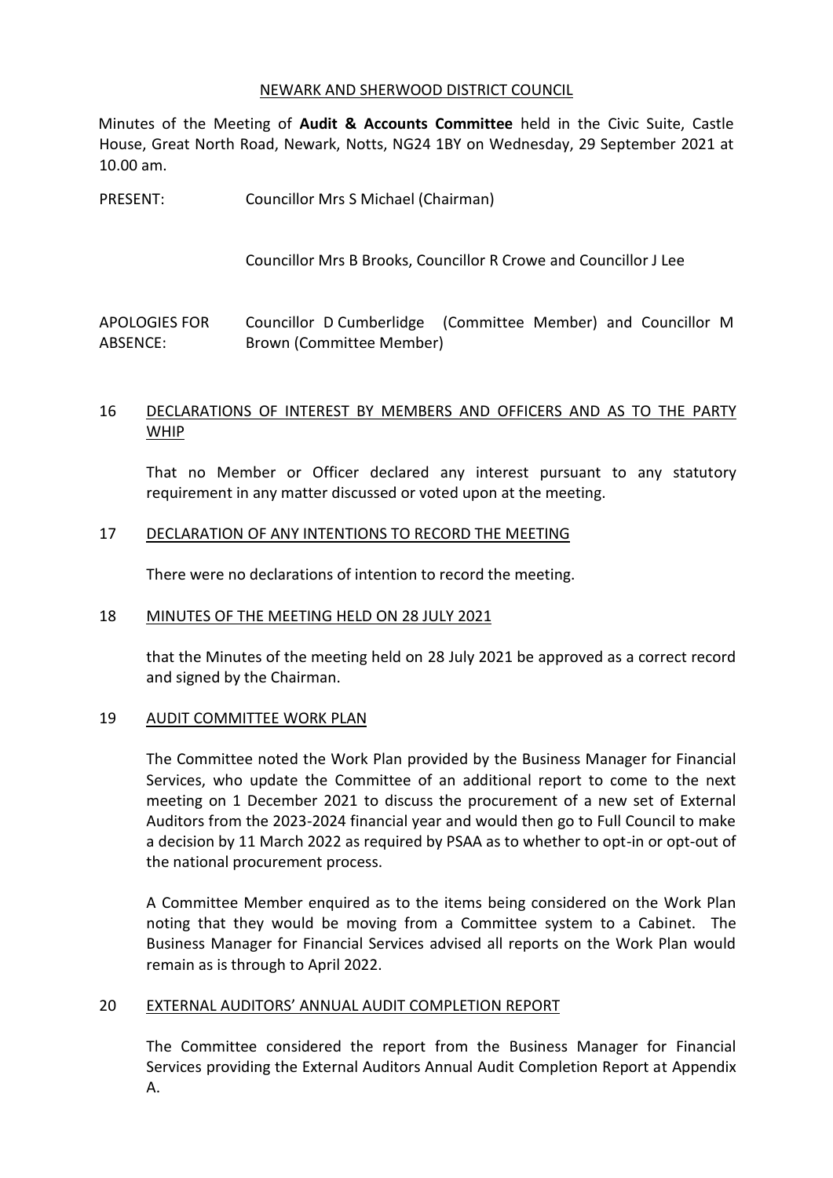NEWARK AND SHERWOOD DISTRICT COUNCIL

Minutes of the Meeting of **Audit & Accounts Committee** held in the Civic Suite, Castle House, Great North Road, Newark, Notts, NG24 1BY on Wednesday, 29 September 2021 at 10.00 am.

PRESENT: Councillor Mrs S Michael (Chairman)

Councillor Mrs B Brooks, Councillor R Crowe and Councillor J Lee

APOLOGIES FOR ABSENCE: Councillor D Cumberlidge (Committee Member) and Councillor M Brown (Committee Member)

## 16 DECLARATIONS OF INTEREST BY MEMBERS AND OFFICERS AND AS TO THE PARTY WHIP

That no Member or Officer declared any interest pursuant to any statutory requirement in any matter discussed or voted upon at the meeting.

## 17 DECLARATION OF ANY INTENTIONS TO RECORD THE MEETING

There were no declarations of intention to record the meeting.

## 18 MINUTES OF THE MEETING HELD ON 28 JULY 2021

that the Minutes of the meeting held on 28 July 2021 be approved as a correct record and signed by the Chairman.

## 19 AUDIT COMMITTEE WORK PLAN

The Committee noted the Work Plan provided by the Business Manager for Financial Services, who update the Committee of an additional report to come to the next meeting on 1 December 2021 to discuss the procurement of a new set of External Auditors from the 2023-2024 financial year and would then go to Full Council to make a decision by 11 March 2022 as required by PSAA as to whether to opt-in or opt-out of the national procurement process.

A Committee Member enquired as to the items being considered on the Work Plan noting that they would be moving from a Committee system to a Cabinet. The Business Manager for Financial Services advised all reports on the Work Plan would remain as is through to April 2022.

## 20 EXTERNAL AUDITORS' ANNUAL AUDIT COMPLETION REPORT

The Committee considered the report from the Business Manager for Financial Services providing the External Auditors Annual Audit Completion Report at Appendix A.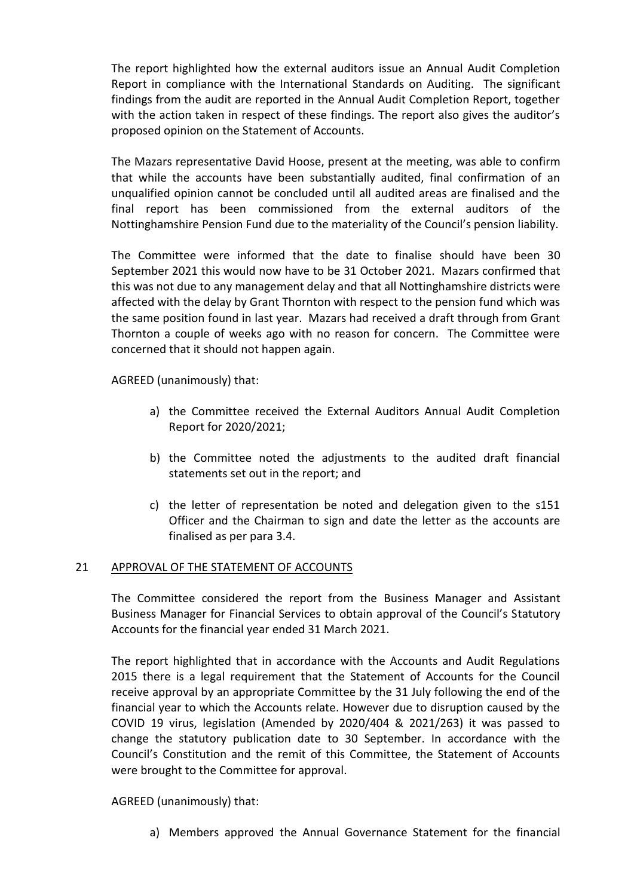The report highlighted how the external auditors issue an Annual Audit Completion Report in compliance with the International Standards on Auditing. The significant findings from the audit are reported in the Annual Audit Completion Report, together with the action taken in respect of these findings. The report also gives the auditor's proposed opinion on the Statement of Accounts.

The Mazars representative David Hoose, present at the meeting, was able to confirm that while the accounts have been substantially audited, final confirmation of an unqualified opinion cannot be concluded until all audited areas are finalised and the final report has been commissioned from the external auditors of the Nottinghamshire Pension Fund due to the materiality of the Council's pension liability.

The Committee were informed that the date to finalise should have been 30 September 2021 this would now have to be 31 October 2021. Mazars confirmed that this was not due to any management delay and that all Nottinghamshire districts were affected with the delay by Grant Thornton with respect to the pension fund which was the same position found in last year. Mazars had received a draft through from Grant Thornton a couple of weeks ago with no reason for concern. The Committee were concerned that it should not happen again.

AGREED (unanimously) that:

a) the Committee received the External Auditors Annual Audit Completion Report for 2020/2021;

b) the Committee noted the adjustments to the audited draft financial statements set out in the report; and

c) the letter of representation be noted and delegation given to the s151 Officer and the Chairman to sign and date the letter as the accounts are finalised as per para 3.4.

## 21 APPROVAL OF THE STATEMENT OF ACCOUNTS

The Committee considered the report from the Business Manager and Assistant Business Manager for Financial Services to obtain approval of the Council's Statutory Accounts for the financial year ended 31 March 2021.

The report highlighted that in accordance with the Accounts and Audit Regulations 2015 there is a legal requirement that the Statement of Accounts for the Council receive approval by an appropriate Committee by the 31 July following the end of the financial year to which the Accounts relate. However due to disruption caused by the COVID 19 virus, legislation (Amended by 2020/404 & 2021/263) it was passed to change the statutory publication date to 30 September. In accordance with the Council's Constitution and the remit of this Committee, the Statement of Accounts were brought to the Committee for approval.

AGREED (unanimously) that:

a) Members approved the Annual Governance Statement for the financial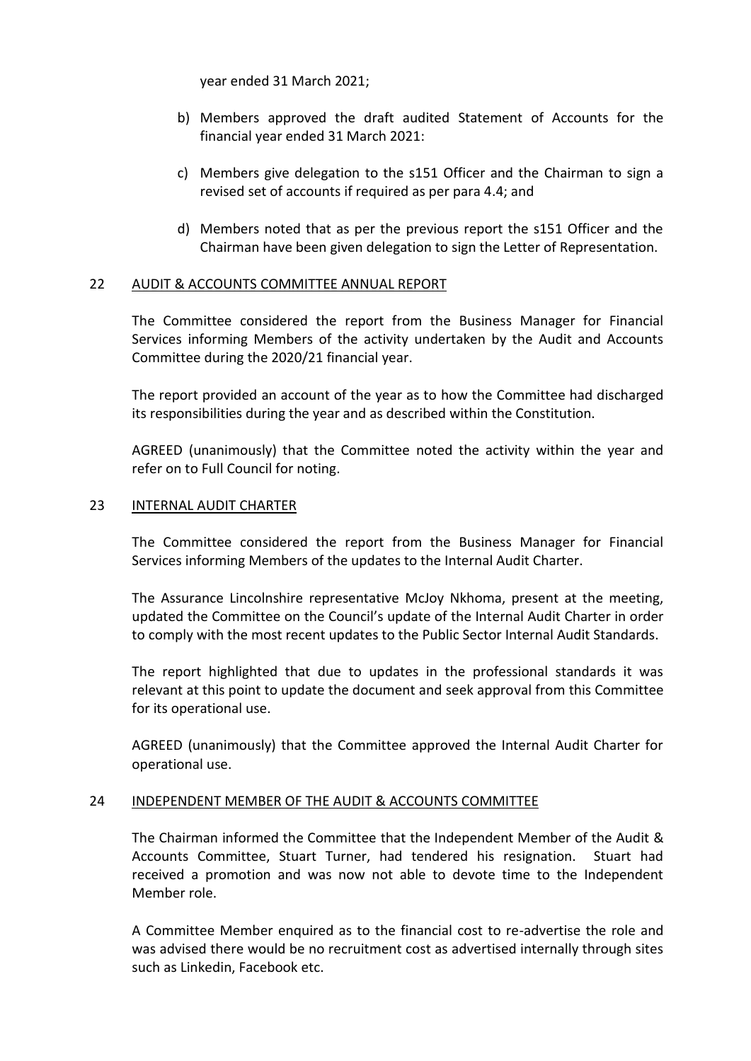year ended 31 March 2021;

b) Members approved the draft audited Statement of Accounts for the financial year ended 31 March 2021:

c) Members give delegation to the s151 Officer and the Chairman to sign a revised set of accounts if required as per para 4.4; and

d) Members noted that as per the previous report the s151 Officer and the Chairman have been given delegation to sign the Letter of Representation.

## 22 AUDIT & ACCOUNTS COMMITTEE ANNUAL REPORT

The Committee considered the report from the Business Manager for Financial Services informing Members of the activity undertaken by the Audit and Accounts Committee during the 2020/21 financial year.

The report provided an account of the year as to how the Committee had discharged its responsibilities during the year and as described within the Constitution.

AGREED (unanimously) that the Committee noted the activity within the year and refer on to Full Council for noting.

## 23 INTERNAL AUDIT CHARTER

The Committee considered the report from the Business Manager for Financial Services informing Members of the updates to the Internal Audit Charter.

The Assurance Lincolnshire representative McJoy Nkhoma, present at the meeting, updated the Committee on the Council's update of the Internal Audit Charter in order to comply with the most recent updates to the Public Sector Internal Audit Standards.

The report highlighted that due to updates in the professional standards it was relevant at this point to update the document and seek approval from this Committee for its operational use.

AGREED (unanimously) that the Committee approved the Internal Audit Charter for operational use.

## 24 INDEPENDENT MEMBER OF THE AUDIT & ACCOUNTS COMMITTEE

The Chairman informed the Committee that the Independent Member of the Audit & Accounts Committee, Stuart Turner, had tendered his resignation. Stuart had received a promotion and was now not able to devote time to the Independent Member role.

A Committee Member enquired as to the financial cost to re-advertise the role and was advised there would be no recruitment cost as advertised internally through sites such as Linkedin, Facebook etc.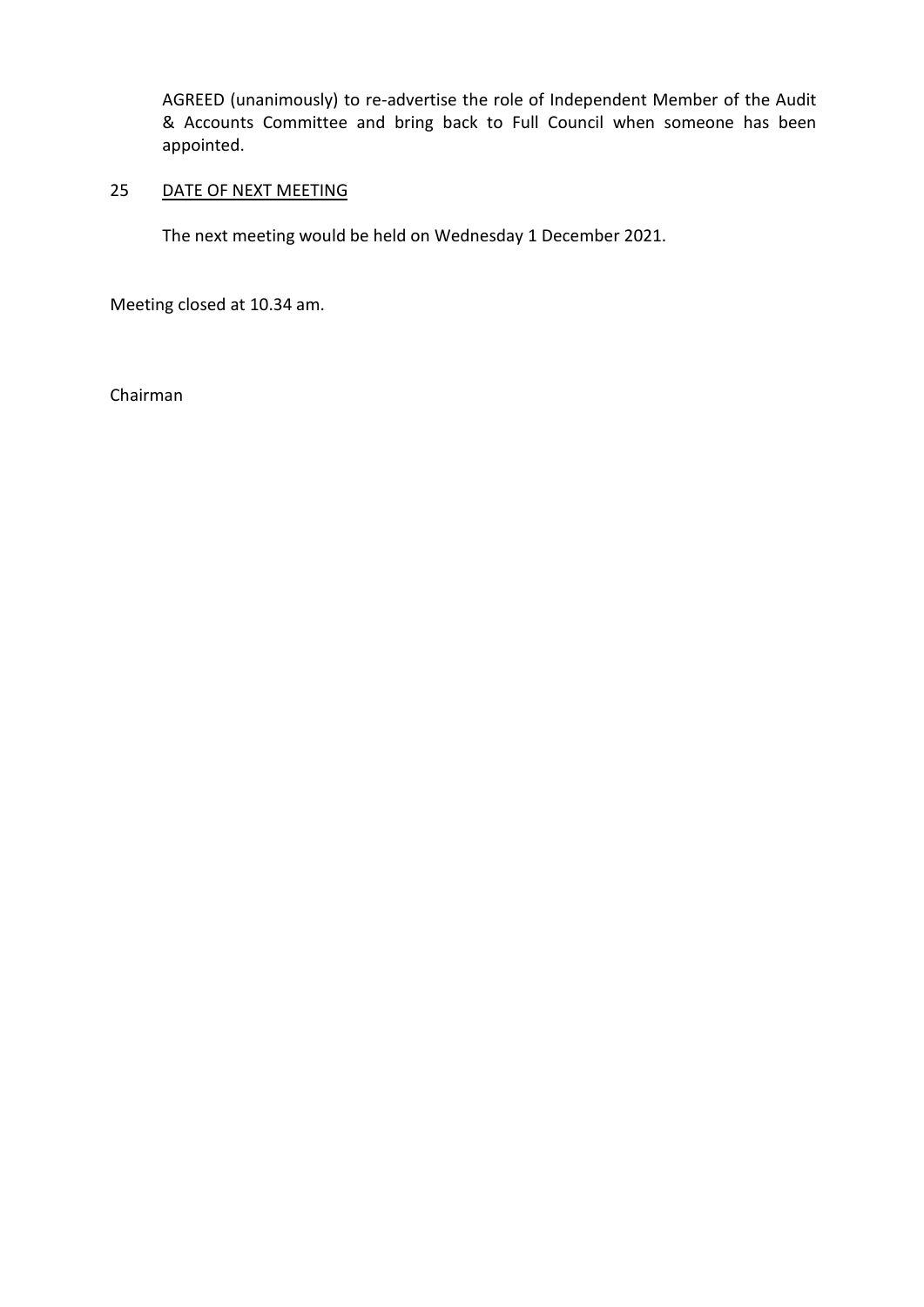AGREED (unanimously) to re-advertise the role of Independent Member of the Audit & Accounts Committee and bring back to Full Council when someone has been appointed.

## 25 DATE OF NEXT MEETING

The next meeting would be held on Wednesday 1 December 2021.

Meeting closed at 10.34 am.

Chairman